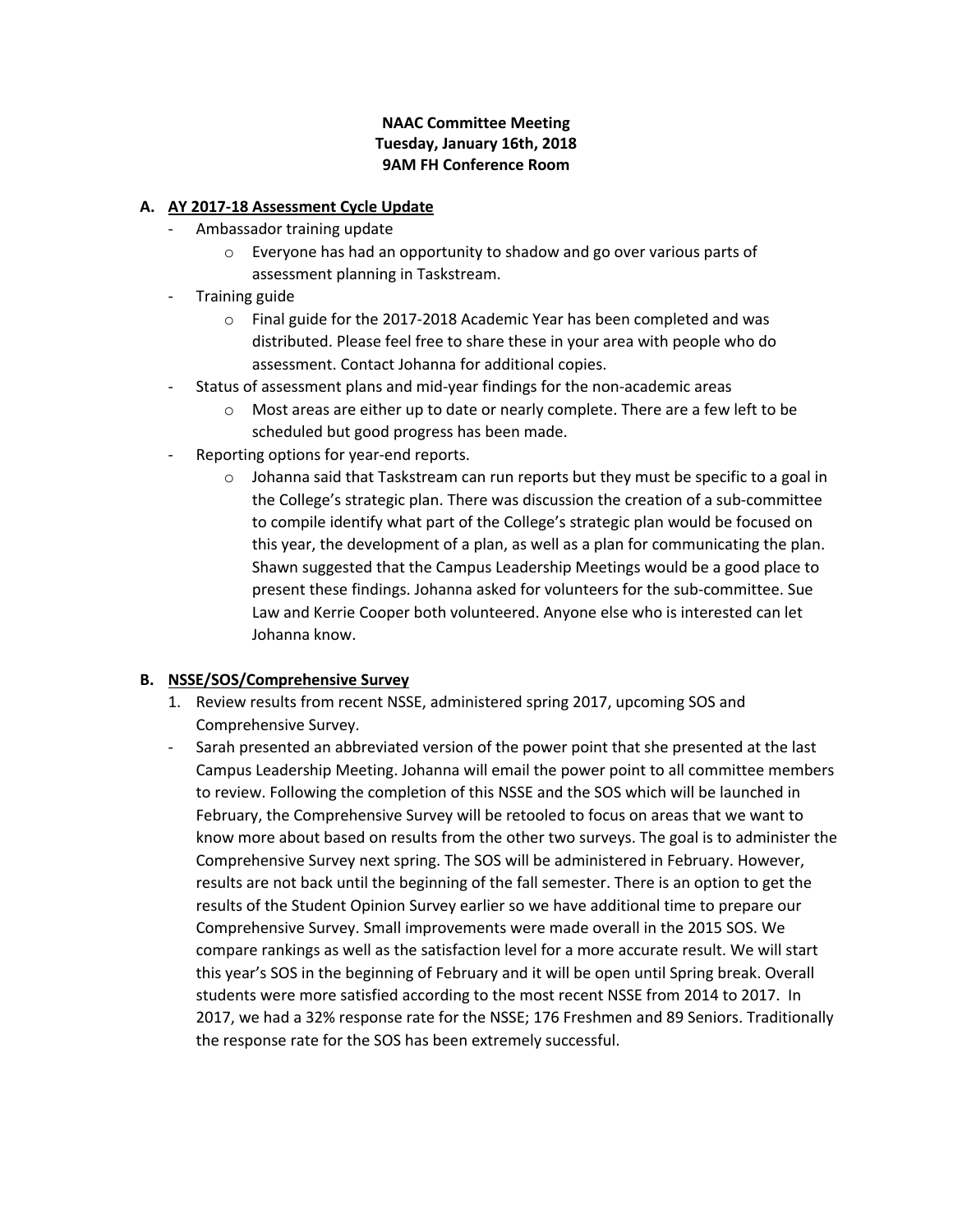**NAAC Committee Meeting**
**Tuesday, January 16th, 2018**
**9AM FH Conference Room**

**A. AY 2017-18 Assessment Cycle Update**

- Ambassador training update
  - Everyone has had an opportunity to shadow and go over various parts of assessment planning in Taskstream.
- Training guide
  - Final guide for the 2017-2018 Academic Year has been completed and was distributed. Please feel free to share these in your area with people who do assessment. Contact Johanna for additional copies.
- Status of assessment plans and mid-year findings for the non-academic areas
  - Most areas are either up to date or nearly complete. There are a few left to be scheduled but good progress has been made.
- Reporting options for year-end reports.
  - Johanna said that Taskstream can run reports but they must be specific to a goal in the College's strategic plan. There was discussion the creation of a sub-committee to compile identify what part of the College's strategic plan would be focused on this year, the development of a plan, as well as a plan for communicating the plan. Shawn suggested that the Campus Leadership Meetings would be a good place to present these findings. Johanna asked for volunteers for the sub-committee. Sue Law and Kerrie Cooper both volunteered. Anyone else who is interested can let Johanna know.

**B. NSSE/SOS/Comprehensive Survey**

1. Review results from recent NSSE, administered spring 2017, upcoming SOS and Comprehensive Survey.

- Sarah presented an abbreviated version of the power point that she presented at the last Campus Leadership Meeting. Johanna will email the power point to all committee members to review. Following the completion of this NSSE and the SOS which will be launched in February, the Comprehensive Survey will be retooled to focus on areas that we want to know more about based on results from the other two surveys. The goal is to administer the Comprehensive Survey next spring. The SOS will be administered in February. However, results are not back until the beginning of the fall semester. There is an option to get the results of the Student Opinion Survey earlier so we have additional time to prepare our Comprehensive Survey. Small improvements were made overall in the 2015 SOS. We compare rankings as well as the satisfaction level for a more accurate result. We will start this year's SOS in the beginning of February and it will be open until Spring break. Overall students were more satisfied according to the most recent NSSE from 2014 to 2017. In 2017, we had a 32% response rate for the NSSE; 176 Freshmen and 89 Seniors. Traditionally the response rate for the SOS has been extremely successful.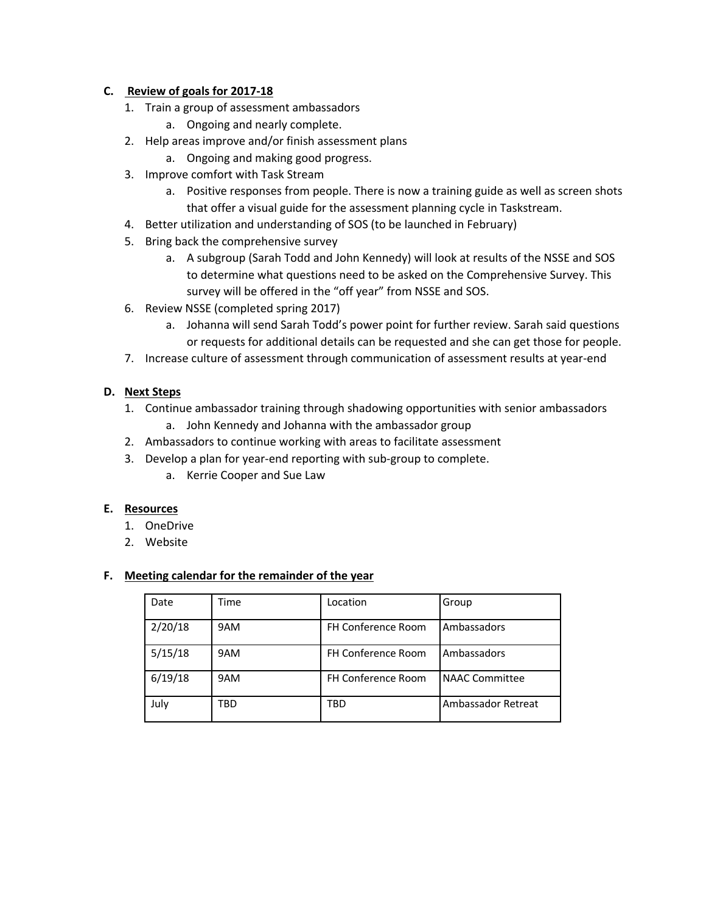## C. Review of goals for 2017-18

1. Train a group of assessment ambassadors
   a. Ongoing and nearly complete.
2. Help areas improve and/or finish assessment plans
   a. Ongoing and making good progress.
3. Improve comfort with Task Stream
   a. Positive responses from people. There is now a training guide as well as screen shots that offer a visual guide for the assessment planning cycle in Taskstream.
4. Better utilization and understanding of SOS (to be launched in February)
5. Bring back the comprehensive survey
   a. A subgroup (Sarah Todd and John Kennedy) will look at results of the NSSE and SOS to determine what questions need to be asked on the Comprehensive Survey. This survey will be offered in the "off year" from NSSE and SOS.
6. Review NSSE (completed spring 2017)
   a. Johanna will send Sarah Todd's power point for further review. Sarah said questions or requests for additional details can be requested and she can get those for people.
7. Increase culture of assessment through communication of assessment results at year-end

## D. Next Steps

1. Continue ambassador training through shadowing opportunities with senior ambassadors
   a. John Kennedy and Johanna with the ambassador group
2. Ambassadors to continue working with areas to facilitate assessment
3. Develop a plan for year-end reporting with sub-group to complete.
   a. Kerrie Cooper and Sue Law

## E. Resources

1. OneDrive
2. Website

## F. Meeting calendar for the remainder of the year

| Date | Time | Location | Group |
|---|---|---|---|
| 2/20/18 | 9AM | FH Conference Room | Ambassadors |
| 5/15/18 | 9AM | FH Conference Room | Ambassadors |
| 6/19/18 | 9AM | FH Conference Room | NAAC Committee |
| July | TBD | TBD | Ambassador Retreat |